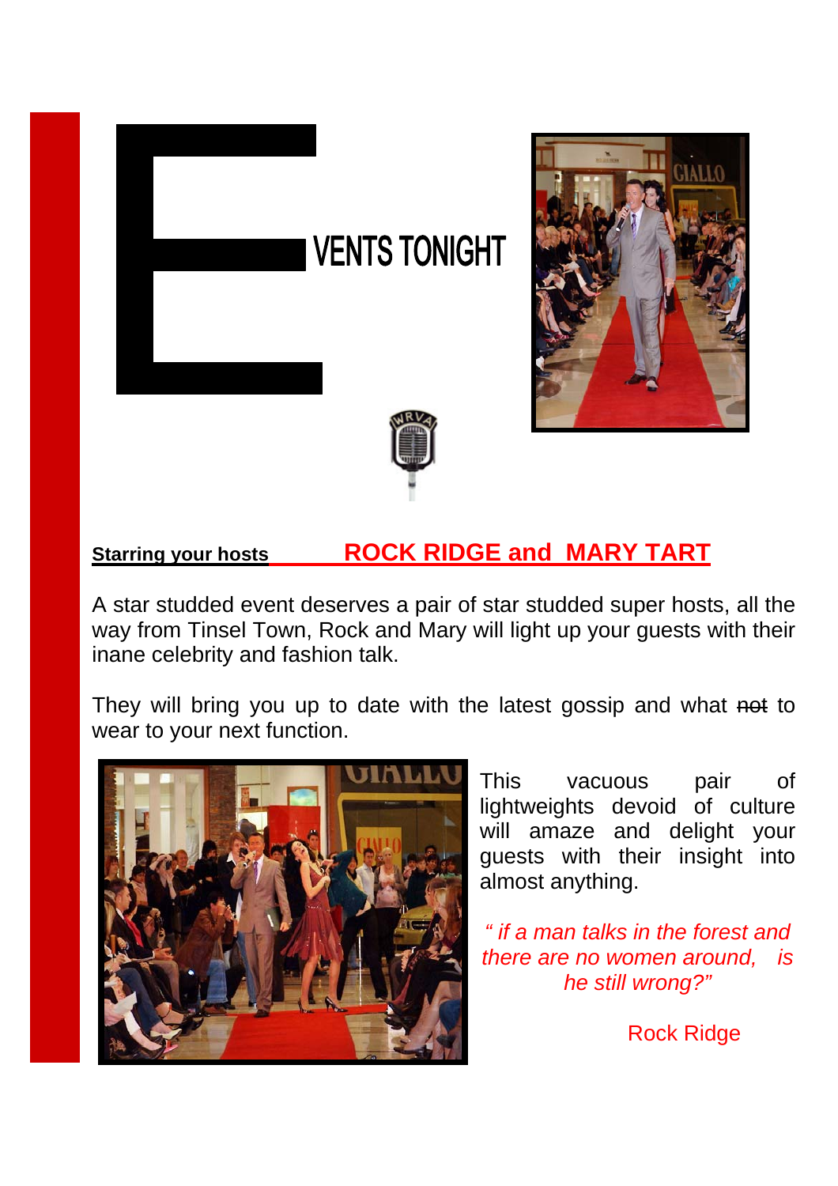# EVENTS TONIGHT

**Starring your hosts** **ROCK RIDGE and MARY TART**

A star studded event deserves a pair of star studded super hosts, all the way from Tinsel Town, Rock and Mary will light up your guests with their inane celebrity and fashion talk.

They will bring you up to date with the latest gossip and what ~~not~~ to wear to your next function.

This vacuous pair of lightweights devoid of culture will amaze and delight your guests with their insight into almost anything.

*" if a man talks in the forest and there are no women around, is he still wrong?"*

Rock Ridge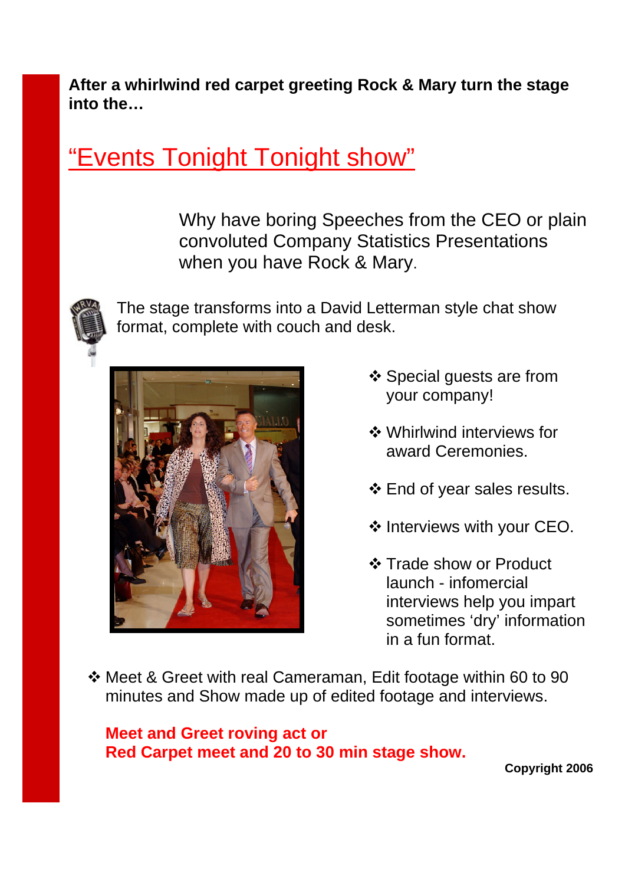**After a whirlwind red carpet greeting Rock & Mary turn the stage into the…**

## “Events Tonight Tonight show”

Why have boring Speeches from the CEO or plain convoluted Company Statistics Presentations when you have Rock & Mary.

The stage transforms into a David Letterman style chat show format, complete with couch and desk.

- Special guests are from your company!
- Whirlwind interviews for award Ceremonies.
- End of year sales results.
- Interviews with your CEO.
- Trade show or Product launch - infomercial interviews help you impart sometimes ‘dry’ information in a fun format.
- Meet & Greet with real Cameraman, Edit footage within 60 to 90 minutes and Show made up of edited footage and interviews.

**Meet and Greet roving act or**
**Red Carpet meet and 20 to 30 min stage show.**

**Copyright 2006**